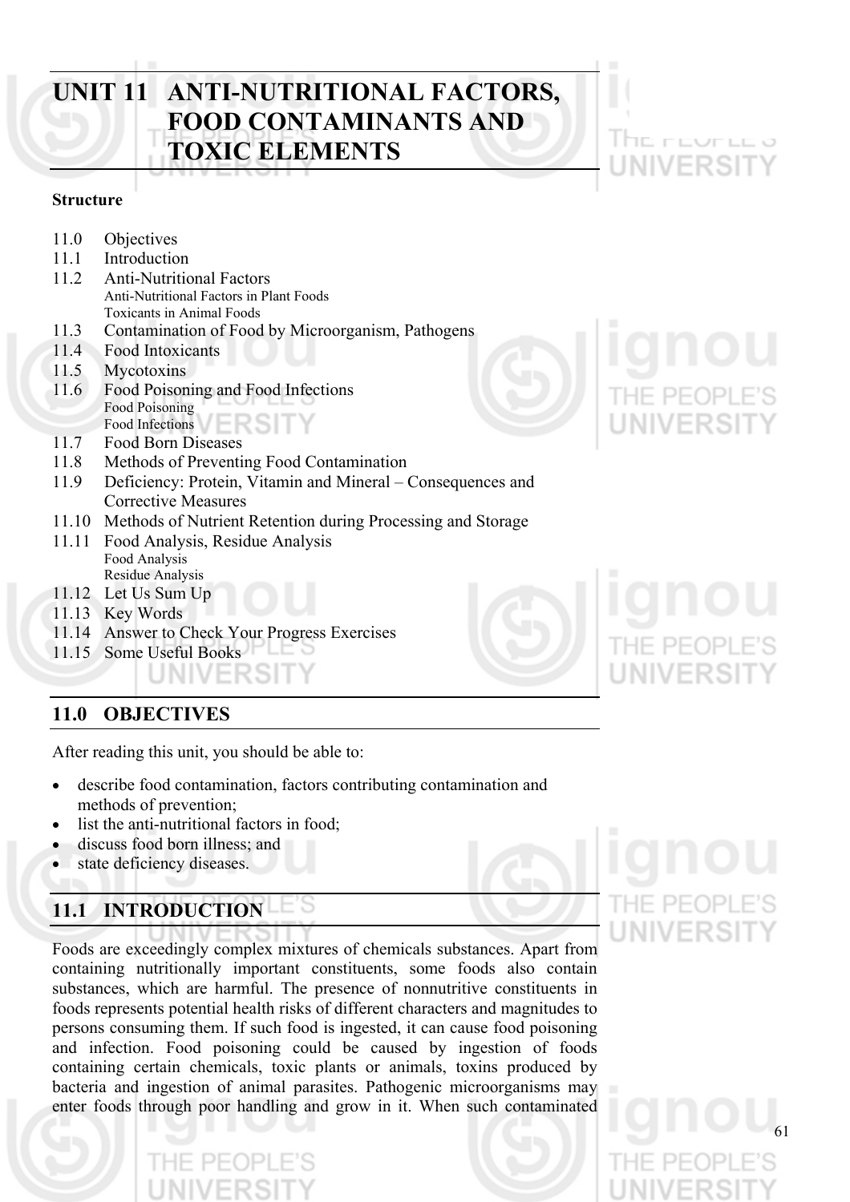# UNIT 11 ANTI-NUTRITIONAL FACTORS, FOOD CONTAMINANTS AND TOXIC ELEMENTS

**Structure**

- 11.0 Objectives
- 11.1 Introduction
- 11.2 Anti-Nutritional Factors
  - Anti-Nutritional Factors in Plant Foods
  - Toxicants in Animal Foods
- 11.3 Contamination of Food by Microorganism, Pathogens
- 11.4 Food Intoxicants
- 11.5 Mycotoxins
- 11.6 Food Poisoning and Food Infections
  - Food Poisoning
  - Food Infections
- 11.7 Food Born Diseases
- 11.8 Methods of Preventing Food Contamination
- 11.9 Deficiency: Protein, Vitamin and Mineral – Consequences and Corrective Measures
- 11.10 Methods of Nutrient Retention during Processing and Storage
- 11.11 Food Analysis, Residue Analysis
  - Food Analysis
  - Residue Analysis
- 11.12 Let Us Sum Up
- 11.13 Key Words
- 11.14 Answer to Check Your Progress Exercises
- 11.15 Some Useful Books

## 11.0 OBJECTIVES

After reading this unit, you should be able to:

- describe food contamination, factors contributing contamination and methods of prevention;
- list the anti-nutritional factors in food;
- discuss food born illness; and
- state deficiency diseases.

## 11.1 INTRODUCTION

Foods are exceedingly complex mixtures of chemicals substances. Apart from containing nutritionally important constituents, some foods also contain substances, which are harmful. The presence of nonnutritive constituents in foods represents potential health risks of different characters and magnitudes to persons consuming them. If such food is ingested, it can cause food poisoning and infection. Food poisoning could be caused by ingestion of foods containing certain chemicals, toxic plants or animals, toxins produced by bacteria and ingestion of animal parasites. Pathogenic microorganisms may enter foods through poor handling and grow in it. When such contaminated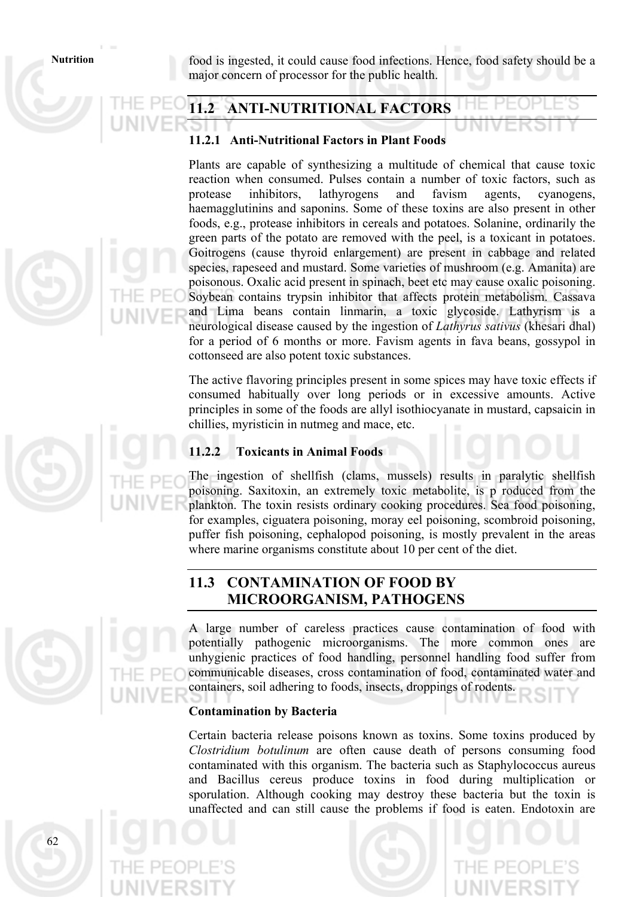food is ingested, it could cause food infections. Hence, food safety should be a major concern of processor for the public health.

## 11.2 ANTI-NUTRITIONAL FACTORS

### 11.2.1 Anti-Nutritional Factors in Plant Foods

Plants are capable of synthesizing a multitude of chemical that cause toxic reaction when consumed. Pulses contain a number of toxic factors, such as protease inhibitors, lathyrogens and favism agents, cyanogens, haemagglutinins and saponins. Some of these toxins are also present in other foods, e.g., protease inhibitors in cereals and potatoes. Solanine, ordinarily the green parts of the potato are removed with the peel, is a toxicant in potatoes. Goitrogens (cause thyroid enlargement) are present in cabbage and related species, rapeseed and mustard. Some varieties of mushroom (e.g. Amanita) are poisonous. Oxalic acid present in spinach, beet etc may cause oxalic poisoning. Soybean contains trypsin inhibitor that affects protein metabolism. Cassava and Lima beans contain linmarin, a toxic glycoside. Lathyrism is a neurological disease caused by the ingestion of *Lathyrus sativus* (khesari dhal) for a period of 6 months or more. Favism agents in fava beans, gossypol in cottonseed are also potent toxic substances.

The active flavoring principles present in some spices may have toxic effects if consumed habitually over long periods or in excessive amounts. Active principles in some of the foods are allyl isothiocyanate in mustard, capsaicin in chillies, myristicin in nutmeg and mace, etc.

### 11.2.2 Toxicants in Animal Foods

The ingestion of shellfish (clams, mussels) results in paralytic shellfish poisoning. Saxitoxin, an extremely toxic metabolite, is p roduced from the plankton. The toxin resists ordinary cooking procedures. Sea food poisoning, for examples, ciguatera poisoning, moray eel poisoning, scombroid poisoning, puffer fish poisoning, cephalopod poisoning, is mostly prevalent in the areas where marine organisms constitute about 10 per cent of the diet.

## 11.3 CONTAMINATION OF FOOD BY MICROORGANISM, PATHOGENS

A large number of careless practices cause contamination of food with potentially pathogenic microorganisms. The more common ones are unhygienic practices of food handling, personnel handling food suffer from communicable diseases, cross contamination of food, contaminated water and containers, soil adhering to foods, insects, droppings of rodents.

**Contamination by Bacteria**

Certain bacteria release poisons known as toxins. Some toxins produced by *Clostridium botulinum* are often cause death of persons consuming food contaminated with this organism. The bacteria such as Staphylococcus aureus and Bacillus cereus produce toxins in food during multiplication or sporulation. Although cooking may destroy these bacteria but the toxin is unaffected and can still cause the problems if food is eaten. Endotoxin are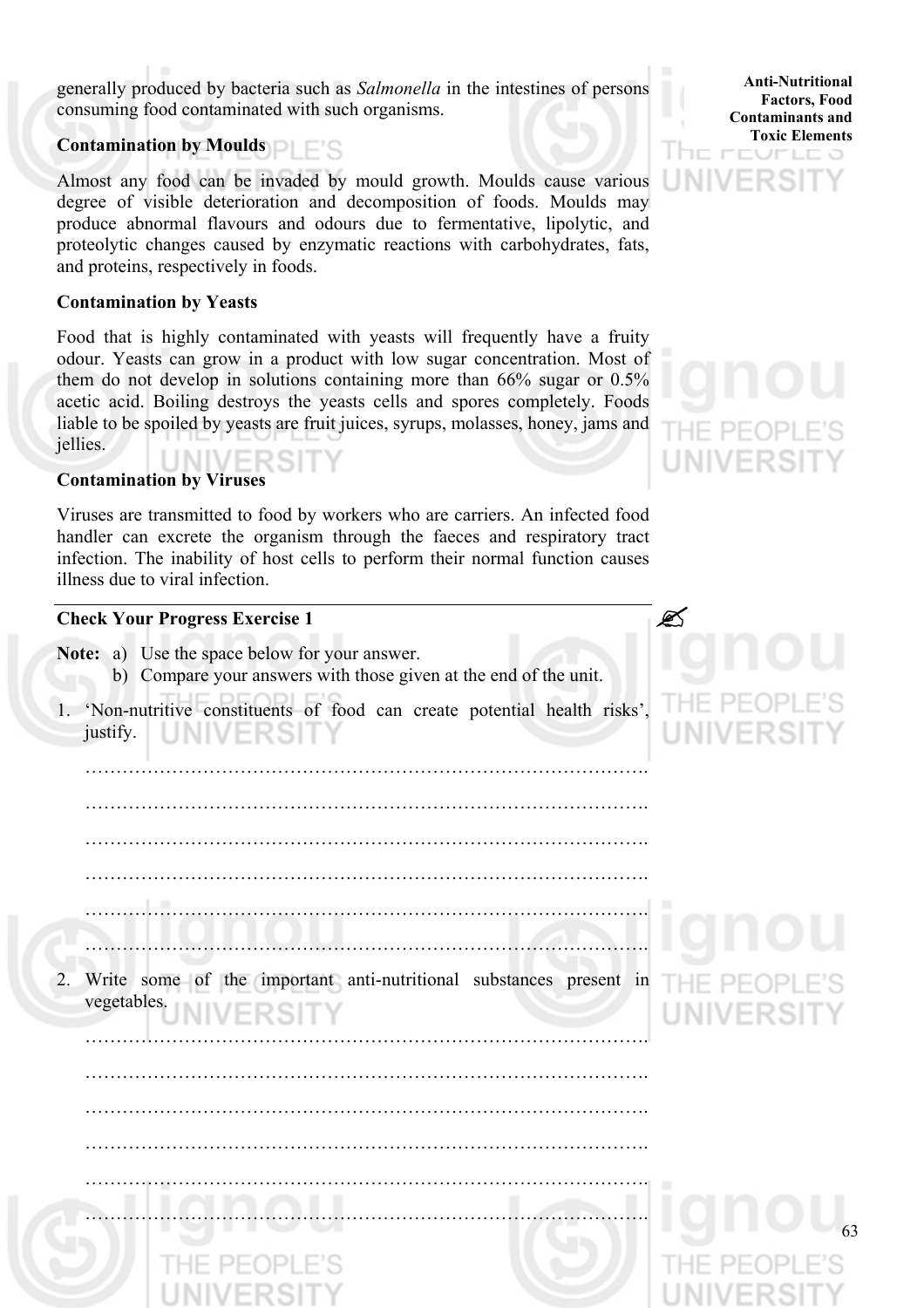generally produced by bacteria such as *Salmonella* in the intestines of persons consuming food contaminated with such organisms.

**Contamination by Moulds**

Almost any food can be invaded by mould growth. Moulds cause various degree of visible deterioration and decomposition of foods. Moulds may produce abnormal flavours and odours due to fermentative, lipolytic, and proteolytic changes caused by enzymatic reactions with carbohydrates, fats, and proteins, respectively in foods.

**Contamination by Yeasts**

Food that is highly contaminated with yeasts will frequently have a fruity odour. Yeasts can grow in a product with low sugar concentration. Most of them do not develop in solutions containing more than 66% sugar or 0.5% acetic acid. Boiling destroys the yeasts cells and spores completely. Foods liable to be spoiled by yeasts are fruit juices, syrups, molasses, honey, jams and jellies.

**Contamination by Viruses**

Viruses are transmitted to food by workers who are carriers. An infected food handler can excrete the organism through the faeces and respiratory tract infection. The inability of host cells to perform their normal function causes illness due to viral infection.

---

**Check Your Progress Exercise 1**

**Note:** a) Use the space below for your answer.
b) Compare your answers with those given at the end of the unit.

1. 'Non-nutritive constituents of food can create potential health risks', justify.

………………………………………………………………………………….
………………………………………………………………………………….
………………………………………………………………………………….
………………………………………………………………………………….
………………………………………………………………………………….
………………………………………………………………………………….

2. Write some of the important anti-nutritional substances present in vegetables.

………………………………………………………………………………….
………………………………………………………………………………….
………………………………………………………………………………….
………………………………………………………………………………….
………………………………………………………………………………….
………………………………………………………………………………….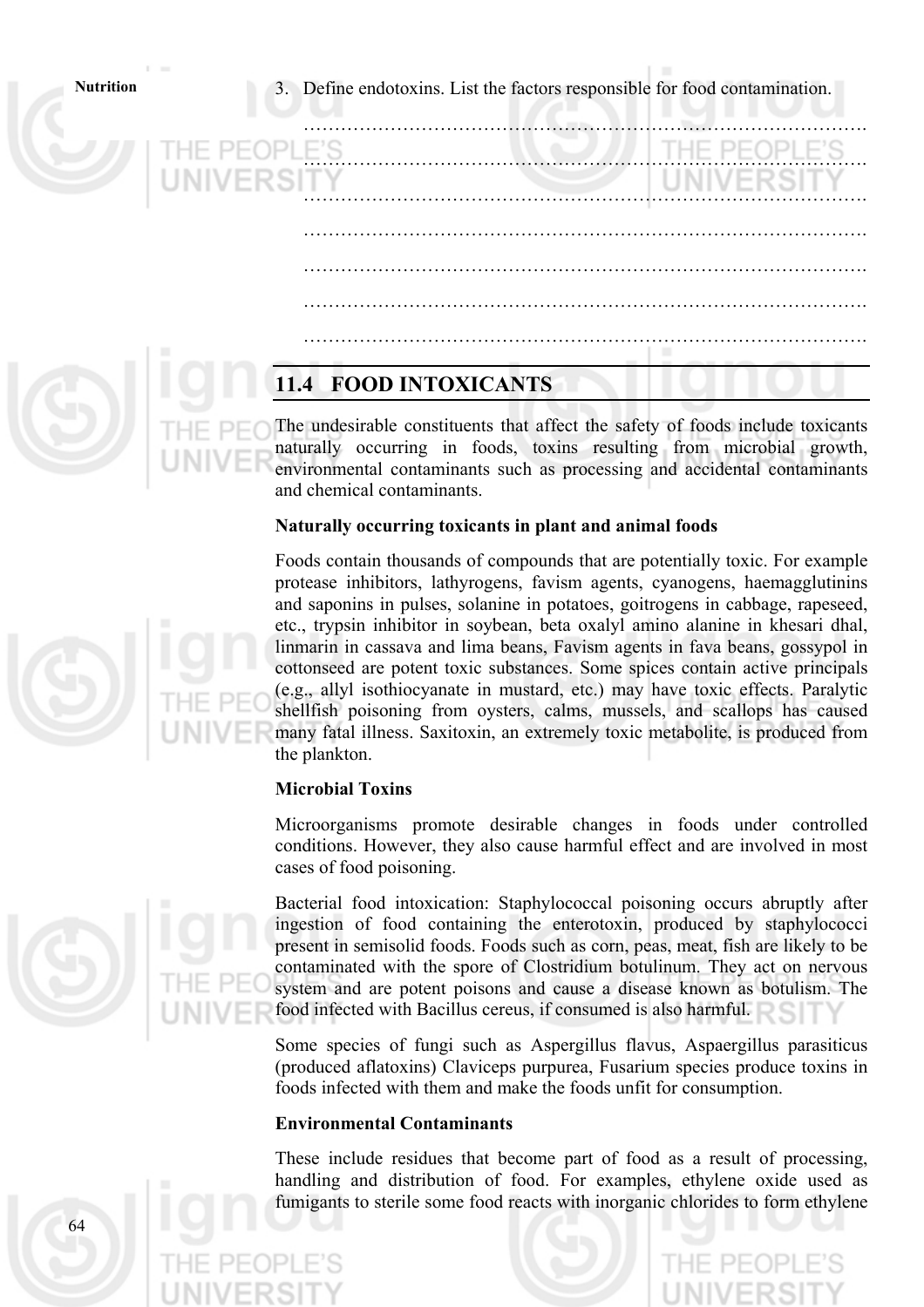3. Define endotoxins. List the factors responsible for food contamination.

…………………………………………………………………………………….

…………………………………………………………………………………….

…………………………………………………………………………………….

…………………………………………………………………………………….

…………………………………………………………………………………….

…………………………………………………………………………………….

…………………………………………………………………………………….

## 11.4 FOOD INTOXICANTS

The undesirable constituents that affect the safety of foods include toxicants naturally occurring in foods, toxins resulting from microbial growth, environmental contaminants such as processing and accidental contaminants and chemical contaminants.

**Naturally occurring toxicants in plant and animal foods**

Foods contain thousands of compounds that are potentially toxic. For example protease inhibitors, lathyrogens, favism agents, cyanogens, haemagglutinins and saponins in pulses, solanine in potatoes, goitrogens in cabbage, rapeseed, etc., trypsin inhibitor in soybean, beta oxalyl amino alanine in khesari dhal, linmarin in cassava and lima beans, Favism agents in fava beans, gossypol in cottonseed are potent toxic substances. Some spices contain active principals (e.g., allyl isothiocyanate in mustard, etc.) may have toxic effects. Paralytic shellfish poisoning from oysters, calms, mussels, and scallops has caused many fatal illness. Saxitoxin, an extremely toxic metabolite, is produced from the plankton.

**Microbial Toxins**

Microorganisms promote desirable changes in foods under controlled conditions. However, they also cause harmful effect and are involved in most cases of food poisoning.

Bacterial food intoxication: Staphylococcal poisoning occurs abruptly after ingestion of food containing the enterotoxin, produced by staphylococci present in semisolid foods. Foods such as corn, peas, meat, fish are likely to be contaminated with the spore of Clostridium botulinum. They act on nervous system and are potent poisons and cause a disease known as botulism. The food infected with Bacillus cereus, if consumed is also harmful.

Some species of fungi such as Aspergillus flavus, Aspaergillus parasiticus (produced aflatoxins) Claviceps purpurea, Fusarium species produce toxins in foods infected with them and make the foods unfit for consumption.

**Environmental Contaminants**

These include residues that become part of food as a result of processing, handling and distribution of food. For examples, ethylene oxide used as fumigants to sterile some food reacts with inorganic chlorides to form ethylene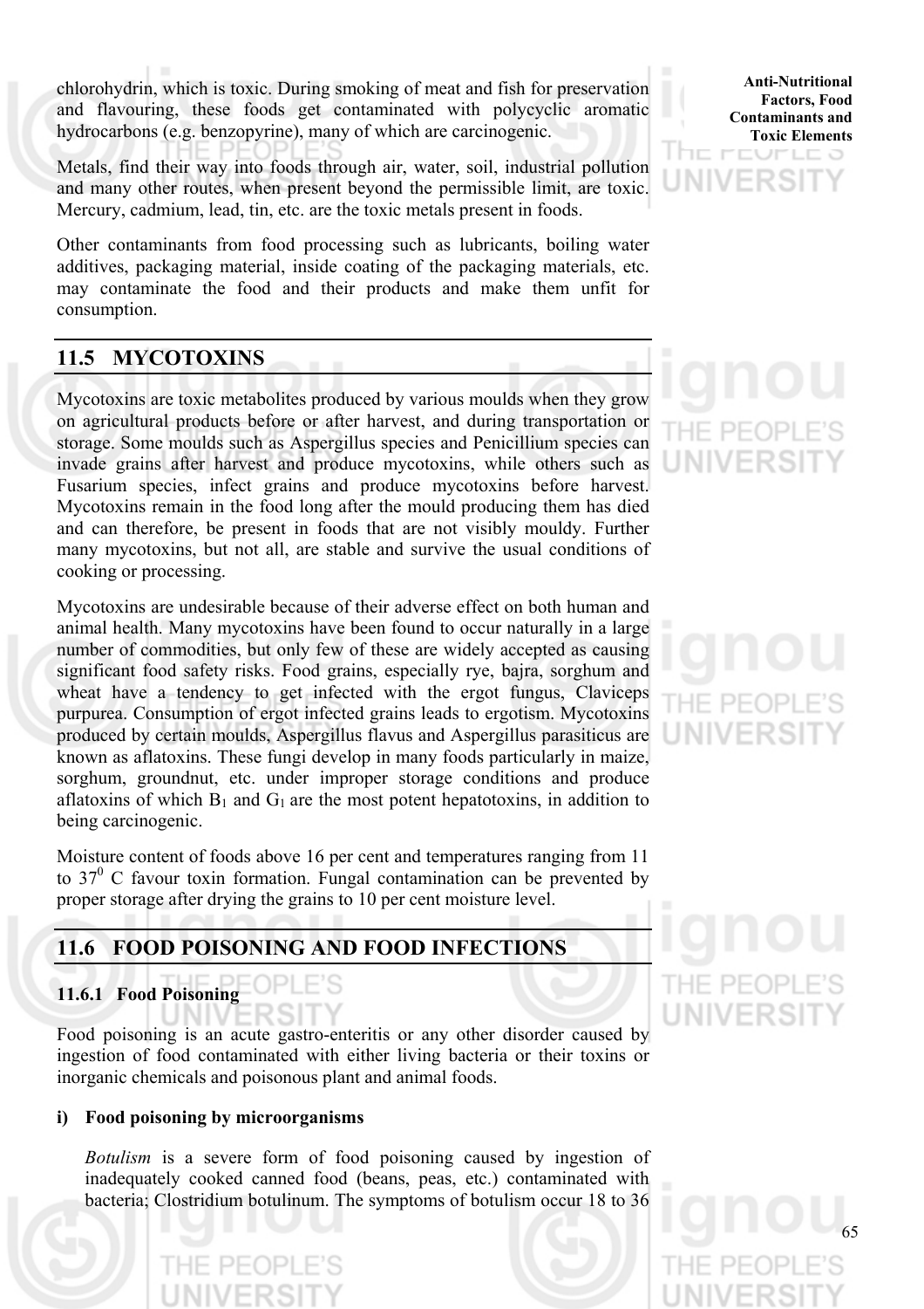chlorohydrin, which is toxic. During smoking of meat and fish for preservation and flavouring, these foods get contaminated with polycyclic aromatic hydrocarbons (e.g. benzopyrine), many of which are carcinogenic.

Metals, find their way into foods through air, water, soil, industrial pollution and many other routes, when present beyond the permissible limit, are toxic. Mercury, cadmium, lead, tin, etc. are the toxic metals present in foods.

Other contaminants from food processing such as lubricants, boiling water additives, packaging material, inside coating of the packaging materials, etc. may contaminate the food and their products and make them unfit for consumption.

## 11.5 MYCOTOXINS

Mycotoxins are toxic metabolites produced by various moulds when they grow on agricultural products before or after harvest, and during transportation or storage. Some moulds such as Aspergillus species and Penicillium species can invade grains after harvest and produce mycotoxins, while others such as Fusarium species, infect grains and produce mycotoxins before harvest. Mycotoxins remain in the food long after the mould producing them has died and can therefore, be present in foods that are not visibly mouldy. Further many mycotoxins, but not all, are stable and survive the usual conditions of cooking or processing.

Mycotoxins are undesirable because of their adverse effect on both human and animal health. Many mycotoxins have been found to occur naturally in a large number of commodities, but only few of these are widely accepted as causing significant food safety risks. Food grains, especially rye, bajra, sorghum and wheat have a tendency to get infected with the ergot fungus, Claviceps purpurea. Consumption of ergot infected grains leads to ergotism. Mycotoxins produced by certain moulds, Aspergillus flavus and Aspergillus parasiticus are known as aflatoxins. These fungi develop in many foods particularly in maize, sorghum, groundnut, etc. under improper storage conditions and produce aflatoxins of which $B_1$ and $G_1$ are the most potent hepatotoxins, in addition to being carcinogenic.

Moisture content of foods above 16 per cent and temperatures ranging from 11 to $37^0$ C favour toxin formation. Fungal contamination can be prevented by proper storage after drying the grains to 10 per cent moisture level.

## 11.6 FOOD POISONING AND FOOD INFECTIONS

### 11.6.1 Food Poisoning

Food poisoning is an acute gastro-enteritis or any other disorder caused by ingestion of food contaminated with either living bacteria or their toxins or inorganic chemicals and poisonous plant and animal foods.

**i) Food poisoning by microorganisms**

*Botulism* is a severe form of food poisoning caused by ingestion of inadequately cooked canned food (beans, peas, etc.) contaminated with bacteria; Clostridium botulinum. The symptoms of botulism occur 18 to 36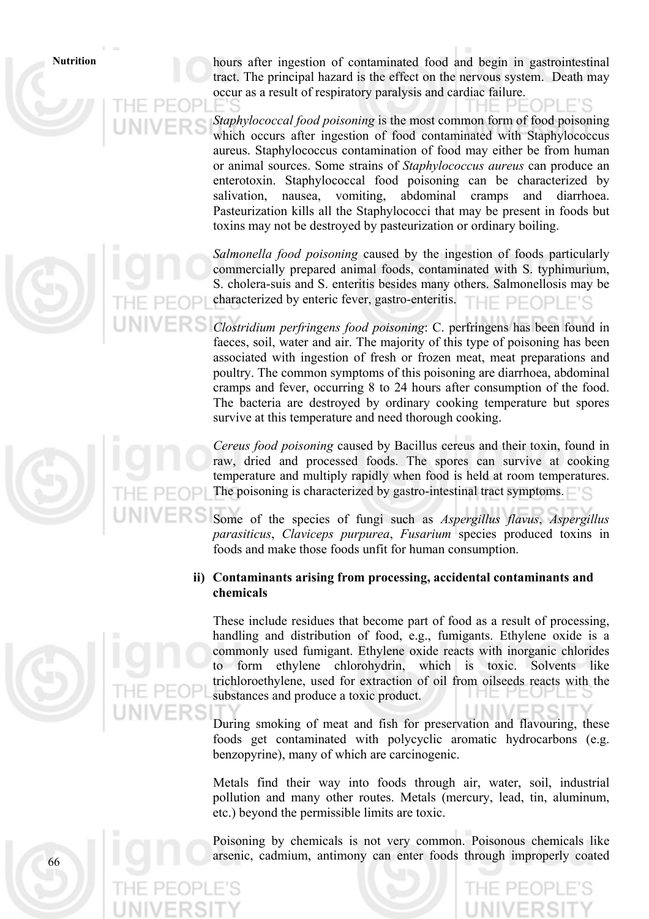hours after ingestion of contaminated food and begin in gastrointestinal tract. The principal hazard is the effect on the nervous system. Death may occur as a result of respiratory paralysis and cardiac failure.

*Staphylococcal food poisoning* is the most common form of food poisoning which occurs after ingestion of food contaminated with Staphylococcus aureus. Staphylococcus contamination of food may either be from human or animal sources. Some strains of *Staphylococcus aureus* can produce an enterotoxin. Staphylococcal food poisoning can be characterized by salivation, nausea, vomiting, abdominal cramps and diarrhoea. Pasteurization kills all the Staphylococci that may be present in foods but toxins may not be destroyed by pasteurization or ordinary boiling.

*Salmonella food poisoning* caused by the ingestion of foods particularly commercially prepared animal foods, contaminated with S. typhimurium, S. cholera-suis and S. enteritis besides many others. Salmonellosis may be characterized by enteric fever, gastro-enteritis.

*Clostridium perfringens food poisoning*: C. perfringens has been found in faeces, soil, water and air. The majority of this type of poisoning has been associated with ingestion of fresh or frozen meat, meat preparations and poultry. The common symptoms of this poisoning are diarrhoea, abdominal cramps and fever, occurring 8 to 24 hours after consumption of the food. The bacteria are destroyed by ordinary cooking temperature but spores survive at this temperature and need thorough cooking.

*Cereus food poisoning* caused by Bacillus cereus and their toxin, found in raw, dried and processed foods. The spores can survive at cooking temperature and multiply rapidly when food is held at room temperatures. The poisoning is characterized by gastro-intestinal tract symptoms.

Some of the species of fungi such as *Aspergillus flavus*, *Aspergillus parasiticus*, *Claviceps purpurea*, *Fusarium* species produced toxins in foods and make those foods unfit for human consumption.

**ii) Contaminants arising from processing, accidental contaminants and chemicals**

These include residues that become part of food as a result of processing, handling and distribution of food, e.g., fumigants. Ethylene oxide is a commonly used fumigant. Ethylene oxide reacts with inorganic chlorides to form ethylene chlorohydrin, which is toxic. Solvents like trichloroethylene, used for extraction of oil from oilseeds reacts with the substances and produce a toxic product.

During smoking of meat and fish for preservation and flavouring, these foods get contaminated with polycyclic aromatic hydrocarbons (e.g. benzopyrine), many of which are carcinogenic.

Metals find their way into foods through air, water, soil, industrial pollution and many other routes. Metals (mercury, lead, tin, aluminum, etc.) beyond the permissible limits are toxic.

Poisoning by chemicals is not very common. Poisonous chemicals like arsenic, cadmium, antimony can enter foods through improperly coated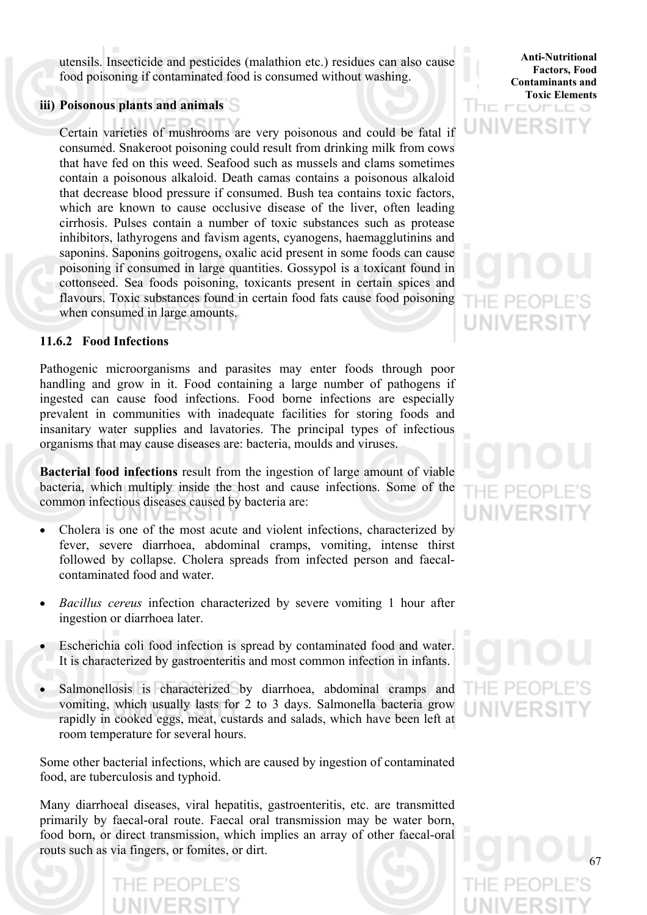utensils. Insecticide and pesticides (malathion etc.) residues can also cause food poisoning if contaminated food is consumed without washing.

**iii) Poisonous plants and animals**

Certain varieties of mushrooms are very poisonous and could be fatal if consumed. Snakeroot poisoning could result from drinking milk from cows that have fed on this weed. Seafood such as mussels and clams sometimes contain a poisonous alkaloid. Death camas contains a poisonous alkaloid that decrease blood pressure if consumed. Bush tea contains toxic factors, which are known to cause occlusive disease of the liver, often leading cirrhosis. Pulses contain a number of toxic substances such as protease inhibitors, lathyrogens and favism agents, cyanogens, haemagglutinins and saponins. Saponins goitrogens, oxalic acid present in some foods can cause poisoning if consumed in large quantities. Gossypol is a toxicant found in cottonseed. Sea foods poisoning, toxicants present in certain spices and flavours. Toxic substances found in certain food fats cause food poisoning when consumed in large amounts.

### 11.6.2 Food Infections

Pathogenic microorganisms and parasites may enter foods through poor handling and grow in it. Food containing a large number of pathogens if ingested can cause food infections. Food borne infections are especially prevalent in communities with inadequate facilities for storing foods and insanitary water supplies and lavatories. The principal types of infectious organisms that may cause diseases are: bacteria, moulds and viruses.

**Bacterial food infections** result from the ingestion of large amount of viable bacteria, which multiply inside the host and cause infections. Some of the common infectious diseases caused by bacteria are:

- Cholera is one of the most acute and violent infections, characterized by fever, severe diarrhoea, abdominal cramps, vomiting, intense thirst followed by collapse. Cholera spreads from infected person and faecal-contaminated food and water.
- *Bacillus cereus* infection characterized by severe vomiting 1 hour after ingestion or diarrhoea later.
- Escherichia coli food infection is spread by contaminated food and water. It is characterized by gastroenteritis and most common infection in infants.
- Salmonellosis is characterized by diarrhoea, abdominal cramps and vomiting, which usually lasts for 2 to 3 days. Salmonella bacteria grow rapidly in cooked eggs, meat, custards and salads, which have been left at room temperature for several hours.

Some other bacterial infections, which are caused by ingestion of contaminated food, are tuberculosis and typhoid.

Many diarrhoeal diseases, viral hepatitis, gastroenteritis, etc. are transmitted primarily by faecal-oral route. Faecal oral transmission may be water born, food born, or direct transmission, which implies an array of other faecal-oral routs such as via fingers, or fomites, or dirt.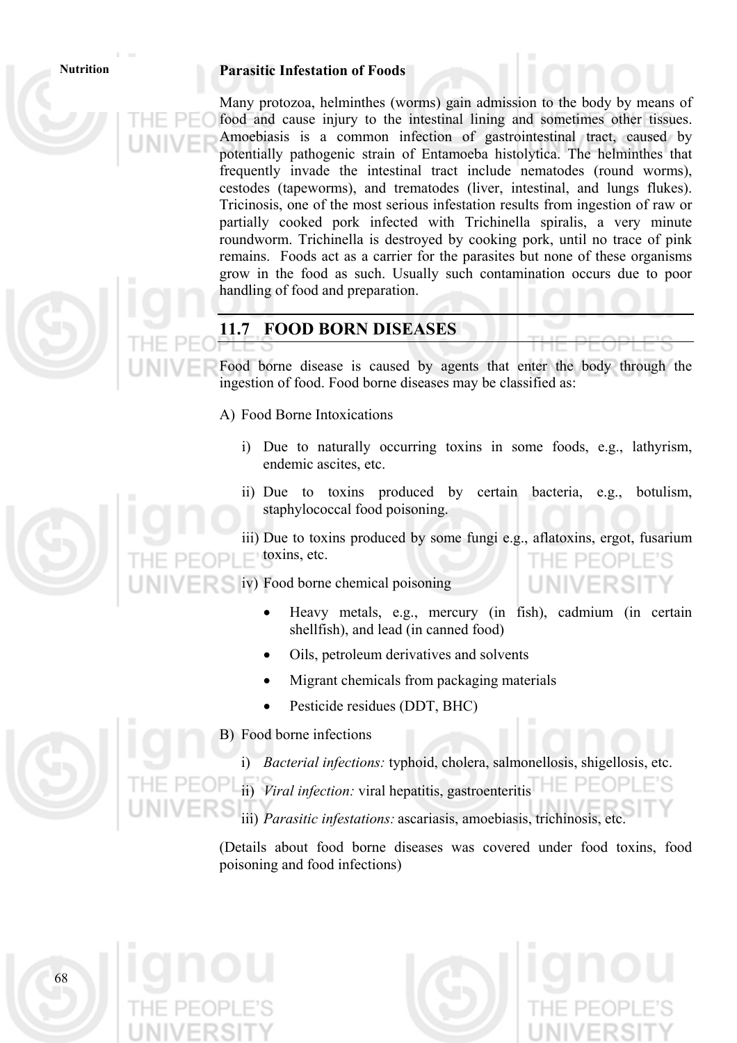**Parasitic Infestation of Foods**

Many protozoa, helminthes (worms) gain admission to the body by means of food and cause injury to the intestinal lining and sometimes other tissues. Amoebiasis is a common infection of gastrointestinal tract, caused by potentially pathogenic strain of Entamoeba histolytica. The helminthes that frequently invade the intestinal tract include nematodes (round worms), cestodes (tapeworms), and trematodes (liver, intestinal, and lungs flukes). Tricinosis, one of the most serious infestation results from ingestion of raw or partially cooked pork infected with Trichinella spiralis, a very minute roundworm. Trichinella is destroyed by cooking pork, until no trace of pink remains. Foods act as a carrier for the parasites but none of these organisms grow in the food as such. Usually such contamination occurs due to poor handling of food and preparation.

## 11.7 FOOD BORN DISEASES

Food borne disease is caused by agents that enter the body through the ingestion of food. Food borne diseases may be classified as:

A) Food Borne Intoxications

   i) Due to naturally occurring toxins in some foods, e.g., lathyrism, endemic ascites, etc.

   ii) Due to toxins produced by certain bacteria, e.g., botulism, staphylococcal food poisoning.

   iii) Due to toxins produced by some fungi e.g., aflatoxins, ergot, fusarium toxins, etc.

   iv) Food borne chemical poisoning

      - Heavy metals, e.g., mercury (in fish), cadmium (in certain shellfish), and lead (in canned food)
      - Oils, petroleum derivatives and solvents
      - Migrant chemicals from packaging materials
      - Pesticide residues (DDT, BHC)

B) Food borne infections

   i) *Bacterial infections:* typhoid, cholera, salmonellosis, shigellosis, etc.

   ii) *Viral infection:* viral hepatitis, gastroenteritis

   iii) *Parasitic infestations:* ascariasis, amoebiasis, trichinosis, etc.

(Details about food borne diseases was covered under food toxins, food poisoning and food infections)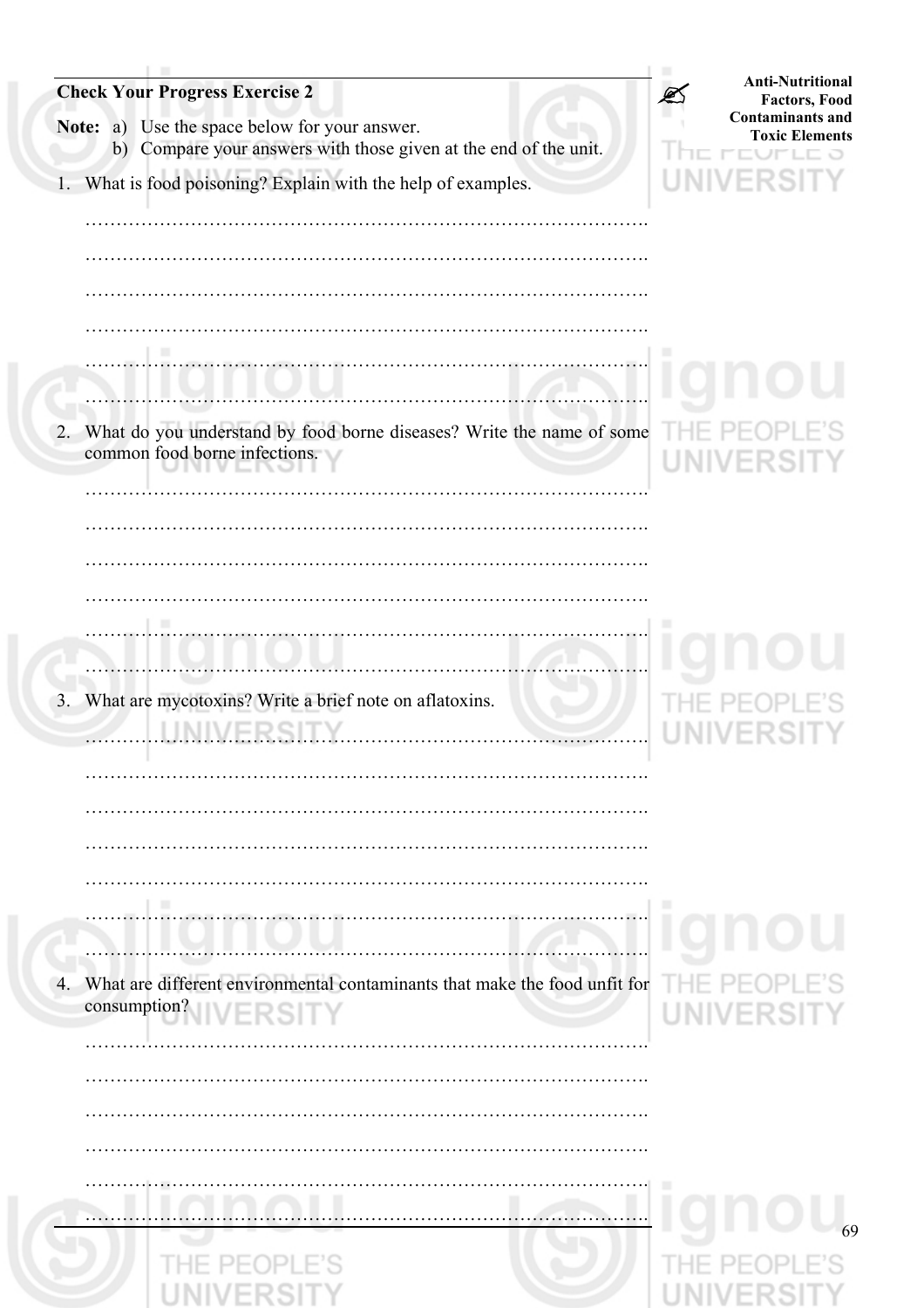**Check Your Progress Exercise 2**

**Note:** a) Use the space below for your answer.
b) Compare your answers with those given at the end of the unit.

1. What is food poisoning? Explain with the help of examples.

……………………………………………………………………………….

……………………………………………………………………………….

……………………………………………………………………………….

……………………………………………………………………………….

……………………………………………………………………………….

……………………………………………………………………………….

2. What do you understand by food borne diseases? Write the name of some common food borne infections.

……………………………………………………………………………….

……………………………………………………………………………….

……………………………………………………………………………….

……………………………………………………………………………….

……………………………………………………………………………….

……………………………………………………………………………….

3. What are mycotoxins? Write a brief note on aflatoxins.

……………………………………………………………………………….

……………………………………………………………………………….

……………………………………………………………………………….

……………………………………………………………………………….

……………………………………………………………………………….

……………………………………………………………………………….

……………………………………………………………………………….

4. What are different environmental contaminants that make the food unfit for consumption?

……………………………………………………………………………….

……………………………………………………………………………….

……………………………………………………………………………….

……………………………………………………………………………….

……………………………………………………………………………….

……………………………………………………………………………….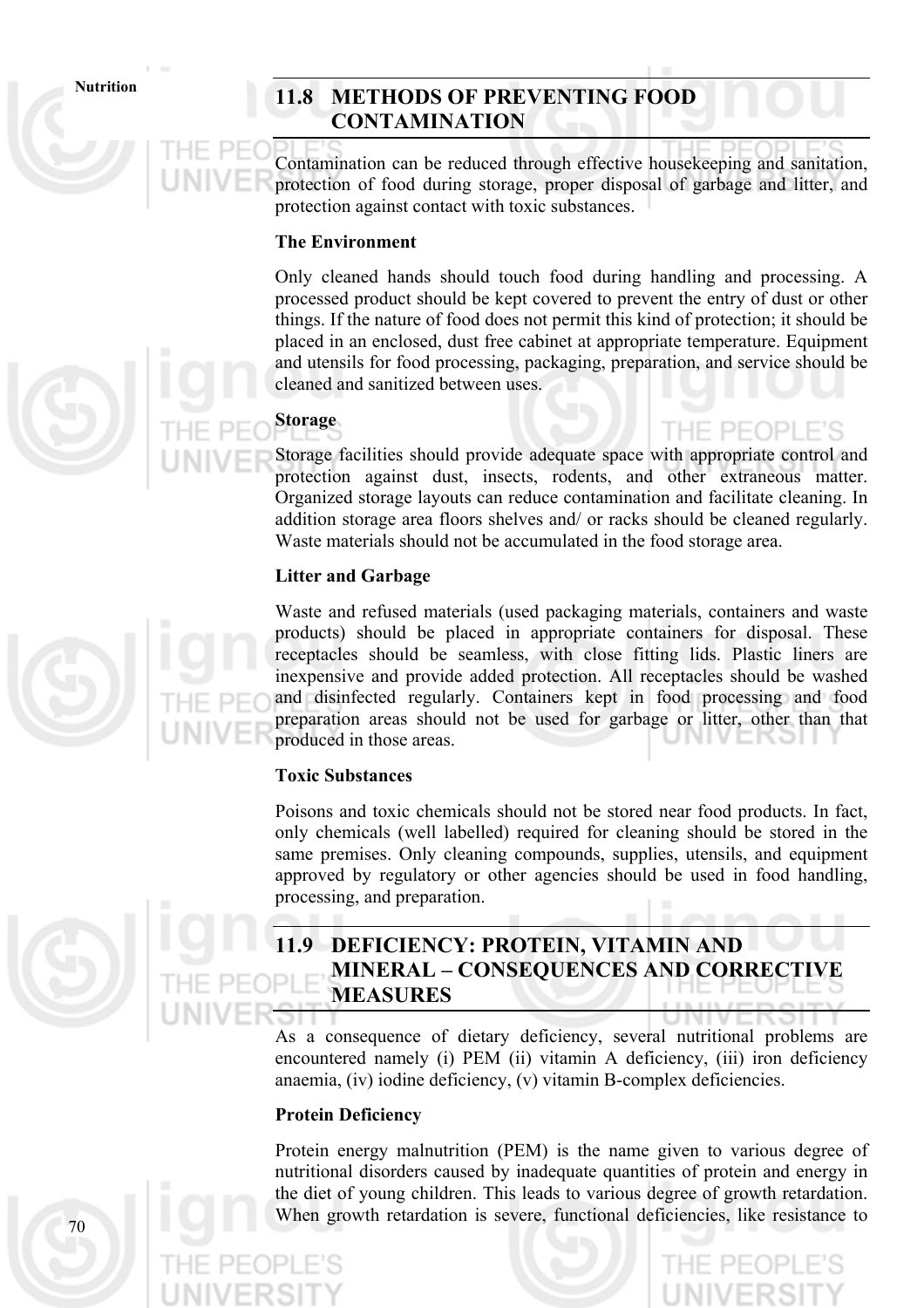## 11.8 METHODS OF PREVENTING FOOD CONTAMINATION

Contamination can be reduced through effective housekeeping and sanitation, protection of food during storage, proper disposal of garbage and litter, and protection against contact with toxic substances.

**The Environment**

Only cleaned hands should touch food during handling and processing. A processed product should be kept covered to prevent the entry of dust or other things. If the nature of food does not permit this kind of protection; it should be placed in an enclosed, dust free cabinet at appropriate temperature. Equipment and utensils for food processing, packaging, preparation, and service should be cleaned and sanitized between uses.

**Storage**

Storage facilities should provide adequate space with appropriate control and protection against dust, insects, rodents, and other extraneous matter. Organized storage layouts can reduce contamination and facilitate cleaning. In addition storage area floors shelves and/ or racks should be cleaned regularly. Waste materials should not be accumulated in the food storage area.

**Litter and Garbage**

Waste and refused materials (used packaging materials, containers and waste products) should be placed in appropriate containers for disposal. These receptacles should be seamless, with close fitting lids. Plastic liners are inexpensive and provide added protection. All receptacles should be washed and disinfected regularly. Containers kept in food processing and food preparation areas should not be used for garbage or litter, other than that produced in those areas.

**Toxic Substances**

Poisons and toxic chemicals should not be stored near food products. In fact, only chemicals (well labelled) required for cleaning should be stored in the same premises. Only cleaning compounds, supplies, utensils, and equipment approved by regulatory or other agencies should be used in food handling, processing, and preparation.

## 11.9 DEFICIENCY: PROTEIN, VITAMIN AND MINERAL – CONSEQUENCES AND CORRECTIVE MEASURES

As a consequence of dietary deficiency, several nutritional problems are encountered namely (i) PEM (ii) vitamin A deficiency, (iii) iron deficiency anaemia, (iv) iodine deficiency, (v) vitamin B-complex deficiencies.

**Protein Deficiency**

Protein energy malnutrition (PEM) is the name given to various degree of nutritional disorders caused by inadequate quantities of protein and energy in the diet of young children. This leads to various degree of growth retardation. When growth retardation is severe, functional deficiencies, like resistance to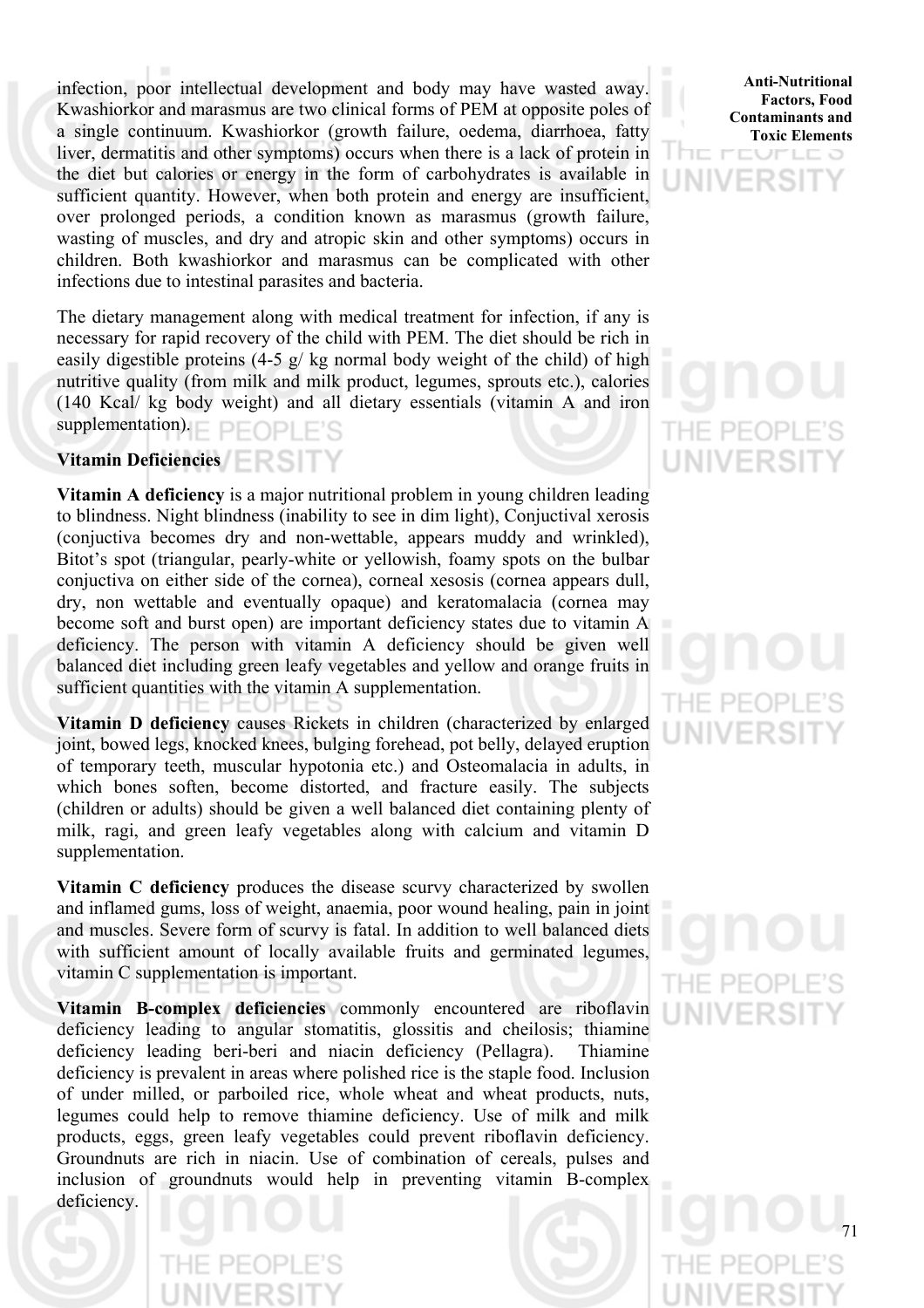infection, poor intellectual development and body may have wasted away. Kwashiorkor and marasmus are two clinical forms of PEM at opposite poles of a single continuum. Kwashiorkor (growth failure, oedema, diarrhoea, fatty liver, dermatitis and other symptoms) occurs when there is a lack of protein in the diet but calories or energy in the form of carbohydrates is available in sufficient quantity. However, when both protein and energy are insufficient, over prolonged periods, a condition known as marasmus (growth failure, wasting of muscles, and dry and atropic skin and other symptoms) occurs in children. Both kwashiorkor and marasmus can be complicated with other infections due to intestinal parasites and bacteria.

The dietary management along with medical treatment for infection, if any is necessary for rapid recovery of the child with PEM. The diet should be rich in easily digestible proteins (4-5 g/ kg normal body weight of the child) of high nutritive quality (from milk and milk product, legumes, sprouts etc.), calories (140 Kcal/ kg body weight) and all dietary essentials (vitamin A and iron supplementation).

**Vitamin Deficiencies**

**Vitamin A deficiency** is a major nutritional problem in young children leading to blindness. Night blindness (inability to see in dim light), Conjuctival xerosis (conjuctiva becomes dry and non-wettable, appears muddy and wrinkled), Bitot's spot (triangular, pearly-white or yellowish, foamy spots on the bulbar conjuctiva on either side of the cornea), corneal xesosis (cornea appears dull, dry, non wettable and eventually opaque) and keratomalacia (cornea may become soft and burst open) are important deficiency states due to vitamin A deficiency. The person with vitamin A deficiency should be given well balanced diet including green leafy vegetables and yellow and orange fruits in sufficient quantities with the vitamin A supplementation.

**Vitamin D deficiency** causes Rickets in children (characterized by enlarged joint, bowed legs, knocked knees, bulging forehead, pot belly, delayed eruption of temporary teeth, muscular hypotonia etc.) and Osteomalacia in adults, in which bones soften, become distorted, and fracture easily. The subjects (children or adults) should be given a well balanced diet containing plenty of milk, ragi, and green leafy vegetables along with calcium and vitamin D supplementation.

**Vitamin C deficiency** produces the disease scurvy characterized by swollen and inflamed gums, loss of weight, anaemia, poor wound healing, pain in joint and muscles. Severe form of scurvy is fatal. In addition to well balanced diets with sufficient amount of locally available fruits and germinated legumes, vitamin C supplementation is important.

**Vitamin B-complex deficiencies** commonly encountered are riboflavin deficiency leading to angular stomatitis, glossitis and cheilosis; thiamine deficiency leading beri-beri and niacin deficiency (Pellagra). Thiamine deficiency is prevalent in areas where polished rice is the staple food. Inclusion of under milled, or parboiled rice, whole wheat and wheat products, nuts, legumes could help to remove thiamine deficiency. Use of milk and milk products, eggs, green leafy vegetables could prevent riboflavin deficiency. Groundnuts are rich in niacin. Use of combination of cereals, pulses and inclusion of groundnuts would help in preventing vitamin B-complex deficiency.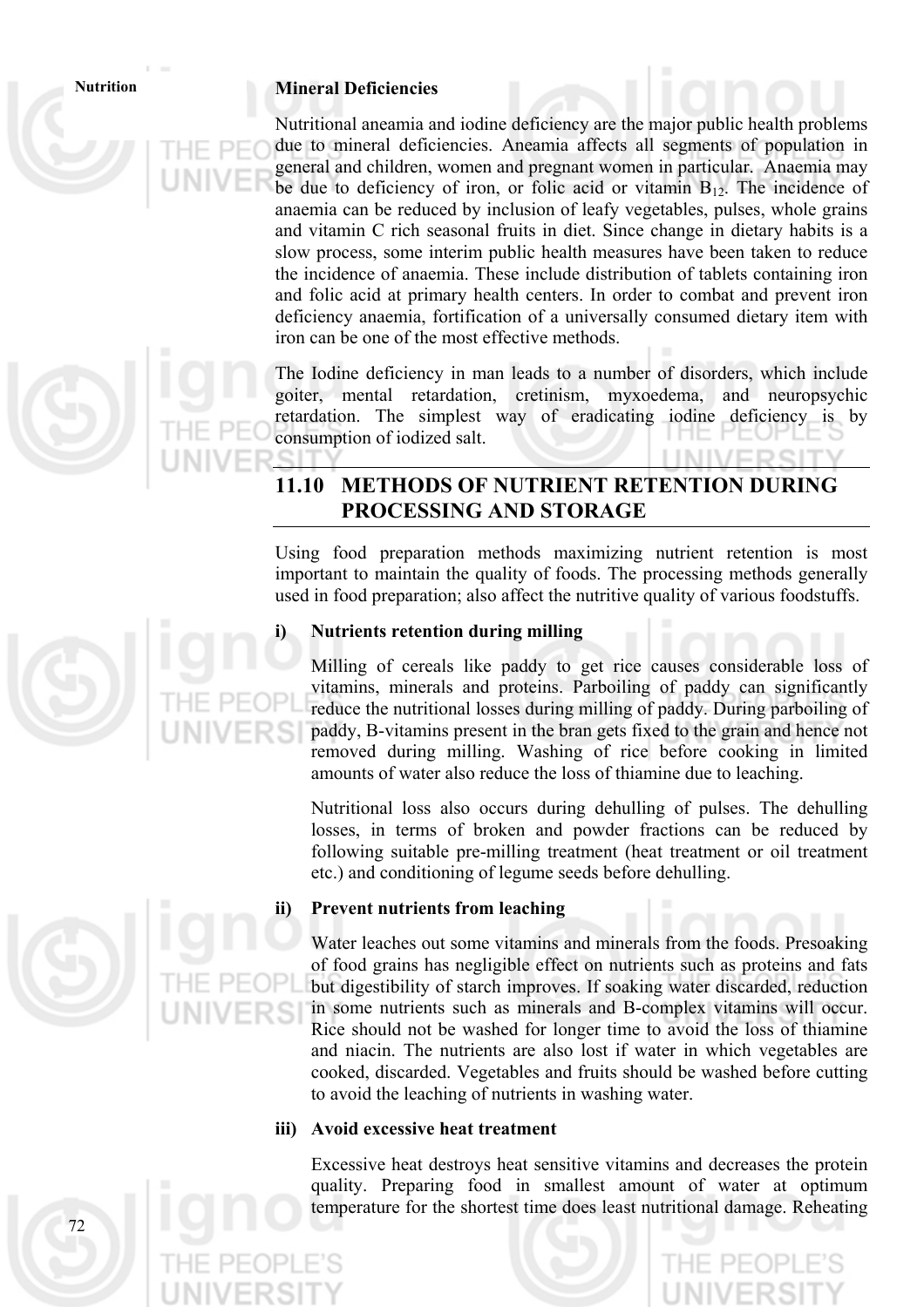### Mineral Deficiencies

Nutritional aneamia and iodine deficiency are the major public health problems due to mineral deficiencies. Aneamia affects all segments of population in general and children, women and pregnant women in particular. Anaemia may be due to deficiency of iron, or folic acid or vitamin $B_{12}$. The incidence of anaemia can be reduced by inclusion of leafy vegetables, pulses, whole grains and vitamin C rich seasonal fruits in diet. Since change in dietary habits is a slow process, some interim public health measures have been taken to reduce the incidence of anaemia. These include distribution of tablets containing iron and folic acid at primary health centers. In order to combat and prevent iron deficiency anaemia, fortification of a universally consumed dietary item with iron can be one of the most effective methods.

The Iodine deficiency in man leads to a number of disorders, which include goiter, mental retardation, cretinism, myxoedema, and neuropsychic retardation. The simplest way of eradicating iodine deficiency is by consumption of iodized salt.

## 11.10 METHODS OF NUTRIENT RETENTION DURING PROCESSING AND STORAGE

Using food preparation methods maximizing nutrient retention is most important to maintain the quality of foods. The processing methods generally used in food preparation; also affect the nutritive quality of various foodstuffs.

**i) Nutrients retention during milling**

Milling of cereals like paddy to get rice causes considerable loss of vitamins, minerals and proteins. Parboiling of paddy can significantly reduce the nutritional losses during milling of paddy. During parboiling of paddy, B-vitamins present in the bran gets fixed to the grain and hence not removed during milling. Washing of rice before cooking in limited amounts of water also reduce the loss of thiamine due to leaching.

Nutritional loss also occurs during dehulling of pulses. The dehulling losses, in terms of broken and powder fractions can be reduced by following suitable pre-milling treatment (heat treatment or oil treatment etc.) and conditioning of legume seeds before dehulling.

**ii) Prevent nutrients from leaching**

Water leaches out some vitamins and minerals from the foods. Presoaking of food grains has negligible effect on nutrients such as proteins and fats but digestibility of starch improves. If soaking water discarded, reduction in some nutrients such as minerals and B-complex vitamins will occur. Rice should not be washed for longer time to avoid the loss of thiamine and niacin. The nutrients are also lost if water in which vegetables are cooked, discarded. Vegetables and fruits should be washed before cutting to avoid the leaching of nutrients in washing water.

**iii) Avoid excessive heat treatment**

Excessive heat destroys heat sensitive vitamins and decreases the protein quality. Preparing food in smallest amount of water at optimum temperature for the shortest time does least nutritional damage. Reheating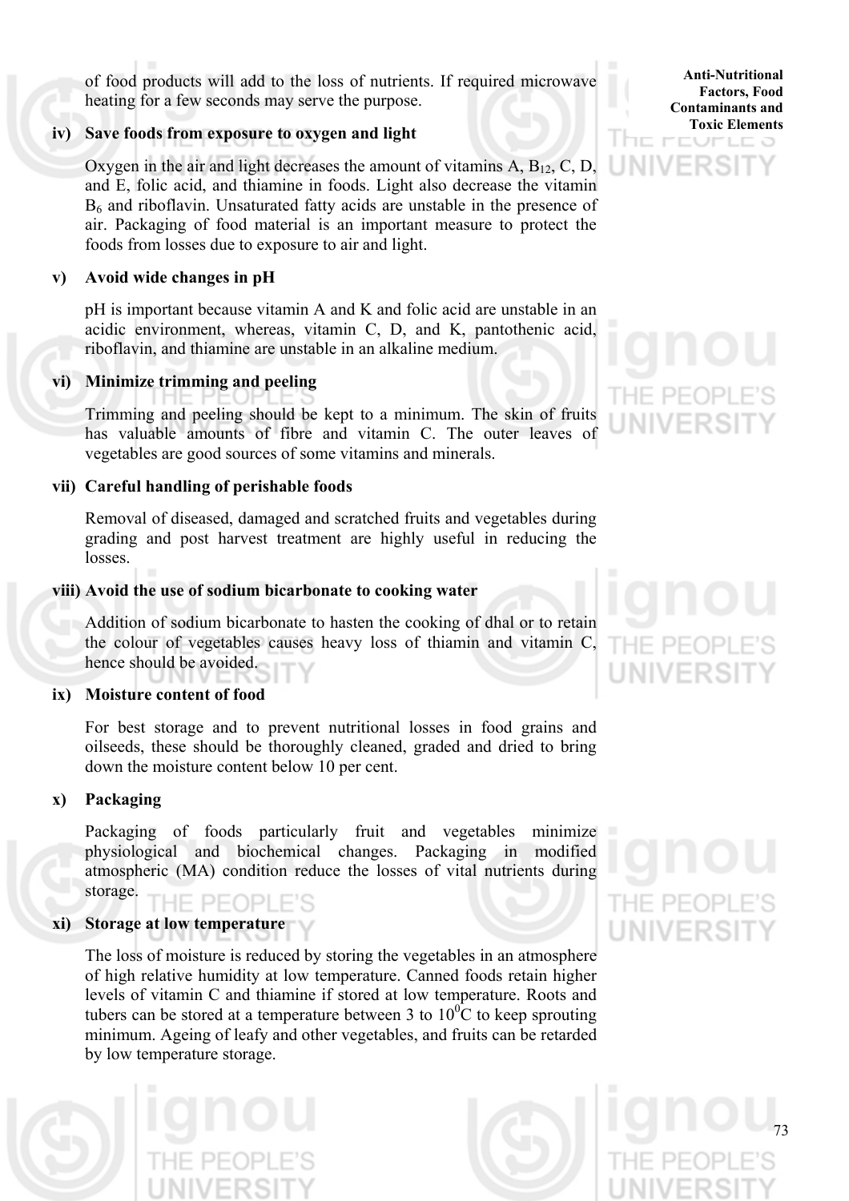of food products will add to the loss of nutrients. If required microwave heating for a few seconds may serve the purpose.

**iv) Save foods from exposure to oxygen and light**

Oxygen in the air and light decreases the amount of vitamins A, $B_{12}$, C, D, and E, folic acid, and thiamine in foods. Light also decrease the vitamin $B_6$ and riboflavin. Unsaturated fatty acids are unstable in the presence of air. Packaging of food material is an important measure to protect the foods from losses due to exposure to air and light.

**v) Avoid wide changes in pH**

pH is important because vitamin A and K and folic acid are unstable in an acidic environment, whereas, vitamin C, D, and K, pantothenic acid, riboflavin, and thiamine are unstable in an alkaline medium.

**vi) Minimize trimming and peeling**

Trimming and peeling should be kept to a minimum. The skin of fruits has valuable amounts of fibre and vitamin C. The outer leaves of vegetables are good sources of some vitamins and minerals.

**vii) Careful handling of perishable foods**

Removal of diseased, damaged and scratched fruits and vegetables during grading and post harvest treatment are highly useful in reducing the losses.

**viii) Avoid the use of sodium bicarbonate to cooking water**

Addition of sodium bicarbonate to hasten the cooking of dhal or to retain the colour of vegetables causes heavy loss of thiamin and vitamin C, hence should be avoided.

**ix) Moisture content of food**

For best storage and to prevent nutritional losses in food grains and oilseeds, these should be thoroughly cleaned, graded and dried to bring down the moisture content below 10 per cent.

**x) Packaging**

Packaging of foods particularly fruit and vegetables minimize physiological and biochemical changes. Packaging in modified atmospheric (MA) condition reduce the losses of vital nutrients during storage.

**xi) Storage at low temperature**

The loss of moisture is reduced by storing the vegetables in an atmosphere of high relative humidity at low temperature. Canned foods retain higher levels of vitamin C and thiamine if stored at low temperature. Roots and tubers can be stored at a temperature between 3 to $10^0$C to keep sprouting minimum. Ageing of leafy and other vegetables, and fruits can be retarded by low temperature storage.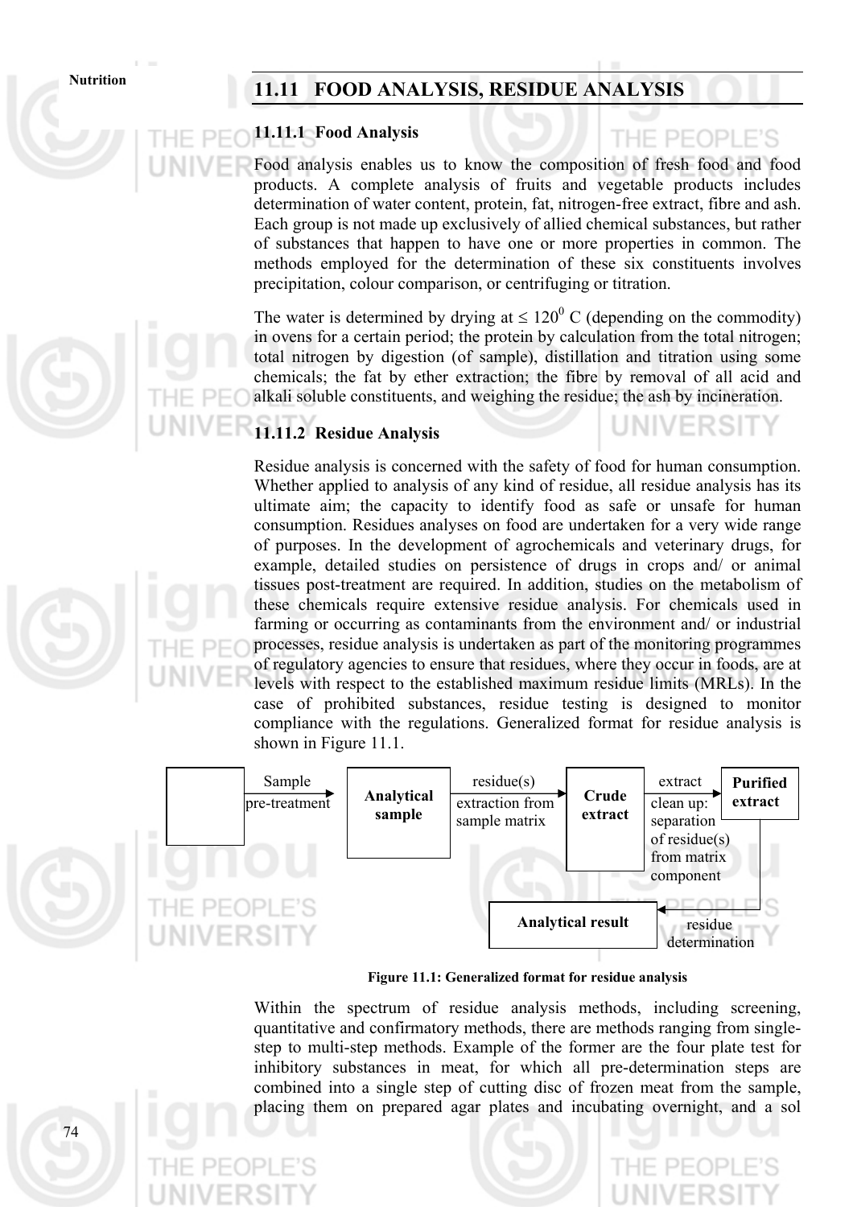## 11.11 FOOD ANALYSIS, RESIDUE ANALYSIS

### 11.11.1 Food Analysis

Food analysis enables us to know the composition of fresh food and food products. A complete analysis of fruits and vegetable products includes determination of water content, protein, fat, nitrogen-free extract, fibre and ash. Each group is not made up exclusively of allied chemical substances, but rather of substances that happen to have one or more properties in common. The methods employed for the determination of these six constituents involves precipitation, colour comparison, or centrifuging or titration.

The water is determined by drying at $\leq 120^0$ C (depending on the commodity) in ovens for a certain period; the protein by calculation from the total nitrogen; total nitrogen by digestion (of sample), distillation and titration using some chemicals; the fat by ether extraction; the fibre by removal of all acid and alkali soluble constituents, and weighing the residue; the ash by incineration.

### 11.11.2 Residue Analysis

Residue analysis is concerned with the safety of food for human consumption. Whether applied to analysis of any kind of residue, all residue analysis has its ultimate aim; the capacity to identify food as safe or unsafe for human consumption. Residues analyses on food are undertaken for a very wide range of purposes. In the development of agrochemicals and veterinary drugs, for example, detailed studies on persistence of drugs in crops and/ or animal tissues post-treatment are required. In addition, studies on the metabolism of these chemicals require extensive residue analysis. For chemicals used in farming or occurring as contaminants from the environment and/ or industrial processes, residue analysis is undertaken as part of the monitoring programmes of regulatory agencies to ensure that residues, where they occur in foods, are at levels with respect to the established maximum residue limits (MRLs). In the case of prohibited substances, residue testing is designed to monitor compliance with the regulations. Generalized format for residue analysis is shown in Figure 11.1.

[ ] —Sample pre-treatment→ **Analytical sample** —residue(s) extraction from sample matrix→ **Crude extract** —extract clean up: separation of residue(s) from matrix component→ **Purified extract** —residue determination→ **Analytical result**

**Figure 11.1: Generalized format for residue analysis**

Within the spectrum of residue analysis methods, including screening, quantitative and confirmatory methods, there are methods ranging from single-step to multi-step methods. Example of the former are the four plate test for inhibitory substances in meat, for which all pre-determination steps are combined into a single step of cutting disc of frozen meat from the sample, placing them on prepared agar plates and incubating overnight, and a sol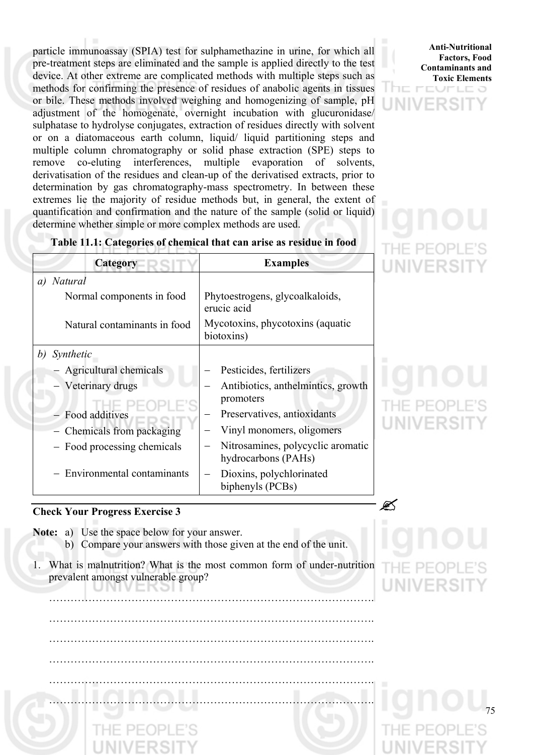particle immunoassay (SPIA) test for sulphamethazine in urine, for which all pre-treatment steps are eliminated and the sample is applied directly to the test device. At other extreme are complicated methods with multiple steps such as methods for confirming the presence of residues of anabolic agents in tissues or bile. These methods involved weighing and homogenizing of sample, pH adjustment of the homogenate, overnight incubation with glucuronidase/ sulphatase to hydrolyse conjugates, extraction of residues directly with solvent or on a diatomaceous earth column, liquid/ liquid partitioning steps and multiple column chromatography or solid phase extraction (SPE) steps to remove co-eluting interferences, multiple evaporation of solvents, derivatisation of the residues and clean-up of the derivatised extracts, prior to determination by gas chromatography-mass spectrometry. In between these extremes lie the majority of residue methods but, in general, the extent of quantification and confirmation and the nature of the sample (solid or liquid) determine whether simple or more complex methods are used.

**Table 11.1: Categories of chemical that can arise as residue in food**

| Category | Examples |
|---|---|
| *a) Natural* | |
| Normal components in food | Phytoestrogens, glycoalkaloids, erucic acid |
| Natural contaminants in food | Mycotoxins, phycotoxins (aquatic biotoxins) |
| *b) Synthetic* | |
| – Agricultural chemicals | – Pesticides, fertilizers |
| – Veterinary drugs | – Antibiotics, anthelmintics, growth promoters |
| – Food additives | – Preservatives, antioxidants |
| – Chemicals from packaging | – Vinyl monomers, oligomers |
| – Food processing chemicals | – Nitrosamines, polycyclic aromatic hydrocarbons (PAHs) |
| – Environmental contaminants | – Dioxins, polychlorinated biphenyls (PCBs) |

### Check Your Progress Exercise 3

**Note:** a) Use the space below for your answer.
b) Compare your answers with those given at the end of the unit.

1. What is malnutrition? What is the most common form of under-nutrition prevalent amongst vulnerable group?

……………………………………………………………………………….

……………………………………………………………………………….

……………………………………………………………………………….

……………………………………………………………………………….

……………………………………………………………………………….

……………………………………………………………………………….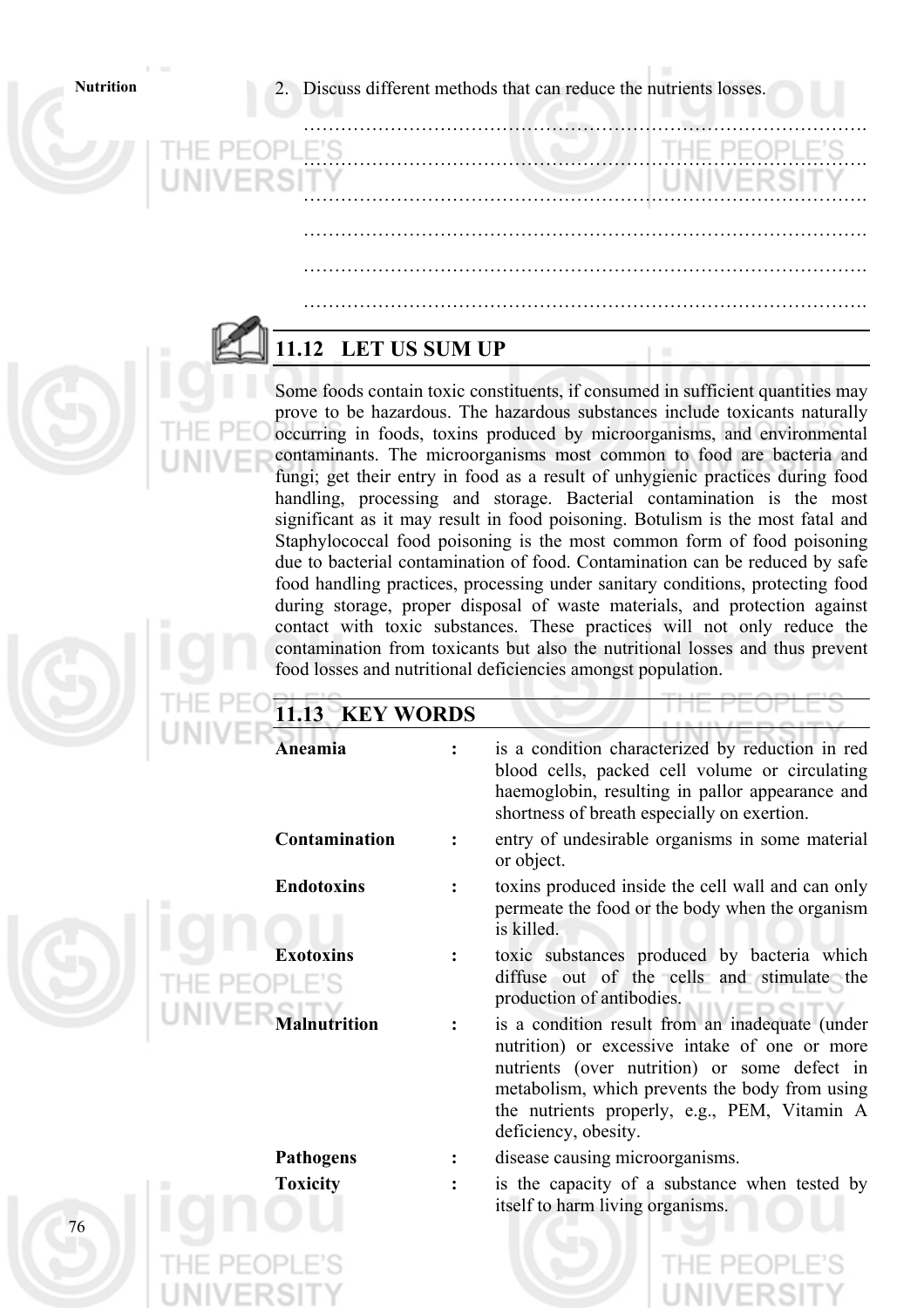2. Discuss different methods that can reduce the nutrients losses.

……………………………………………………………………………….

……………………………………………………………………………….

……………………………………………………………………………….

……………………………………………………………………………….

……………………………………………………………………………….

……………………………………………………………………………….

## 11.12 LET US SUM UP

Some foods contain toxic constituents, if consumed in sufficient quantities may prove to be hazardous. The hazardous substances include toxicants naturally occurring in foods, toxins produced by microorganisms, and environmental contaminants. The microorganisms most common to food are bacteria and fungi; get their entry in food as a result of unhygienic practices during food handling, processing and storage. Bacterial contamination is the most significant as it may result in food poisoning. Botulism is the most fatal and Staphylococcal food poisoning is the most common form of food poisoning due to bacterial contamination of food. Contamination can be reduced by safe food handling practices, processing under sanitary conditions, protecting food during storage, proper disposal of waste materials, and protection against contact with toxic substances. These practices will not only reduce the contamination from toxicants but also the nutritional losses and thus prevent food losses and nutritional deficiencies amongst population.

## 11.13 KEY WORDS

**Aneamia** : is a condition characterized by reduction in red blood cells, packed cell volume or circulating haemoglobin, resulting in pallor appearance and shortness of breath especially on exertion.

**Contamination** : entry of undesirable organisms in some material or object.

**Endotoxins** : toxins produced inside the cell wall and can only permeate the food or the body when the organism is killed.

**Exotoxins** : toxic substances produced by bacteria which diffuse out of the cells and stimulate the production of antibodies.

**Malnutrition** : is a condition result from an inadequate (under nutrition) or excessive intake of one or more nutrients (over nutrition) or some defect in metabolism, which prevents the body from using the nutrients properly, e.g., PEM, Vitamin A deficiency, obesity.

**Pathogens** : disease causing microorganisms.

**Toxicity** : is the capacity of a substance when tested by itself to harm living organisms.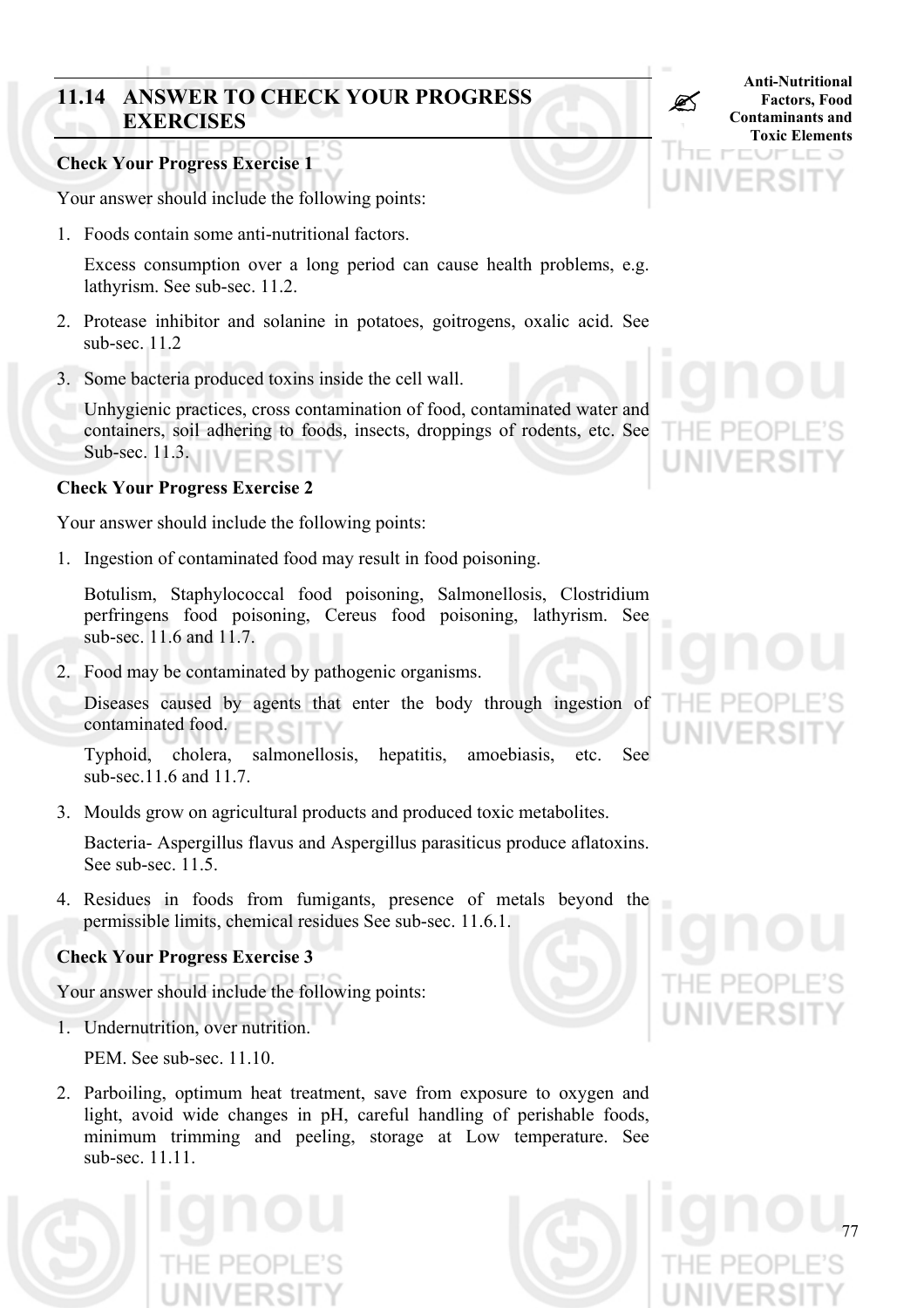## 11.14 ANSWER TO CHECK YOUR PROGRESS EXERCISES

**Check Your Progress Exercise 1**

Your answer should include the following points:

1. Foods contain some anti-nutritional factors.

   Excess consumption over a long period can cause health problems, e.g. lathyrism. See sub-sec. 11.2.

2. Protease inhibitor and solanine in potatoes, goitrogens, oxalic acid. See sub-sec. 11.2

3. Some bacteria produced toxins inside the cell wall.

   Unhygienic practices, cross contamination of food, contaminated water and containers, soil adhering to foods, insects, droppings of rodents, etc. See Sub-sec. 11.3.

**Check Your Progress Exercise 2**

Your answer should include the following points:

1. Ingestion of contaminated food may result in food poisoning.

   Botulism, Staphylococcal food poisoning, Salmonellosis, Clostridium perfringens food poisoning, Cereus food poisoning, lathyrism. See sub-sec. 11.6 and 11.7.

2. Food may be contaminated by pathogenic organisms.

   Diseases caused by agents that enter the body through ingestion of contaminated food.

   Typhoid, cholera, salmonellosis, hepatitis, amoebiasis, etc. See sub-sec.11.6 and 11.7.

3. Moulds grow on agricultural products and produced toxic metabolites.

   Bacteria- Aspergillus flavus and Aspergillus parasiticus produce aflatoxins. See sub-sec. 11.5.

4. Residues in foods from fumigants, presence of metals beyond the permissible limits, chemical residues See sub-sec. 11.6.1.

**Check Your Progress Exercise 3**

Your answer should include the following points:

1. Undernutrition, over nutrition.

   PEM. See sub-sec. 11.10.

2. Parboiling, optimum heat treatment, save from exposure to oxygen and light, avoid wide changes in pH, careful handling of perishable foods, minimum trimming and peeling, storage at Low temperature. See sub-sec. 11.11.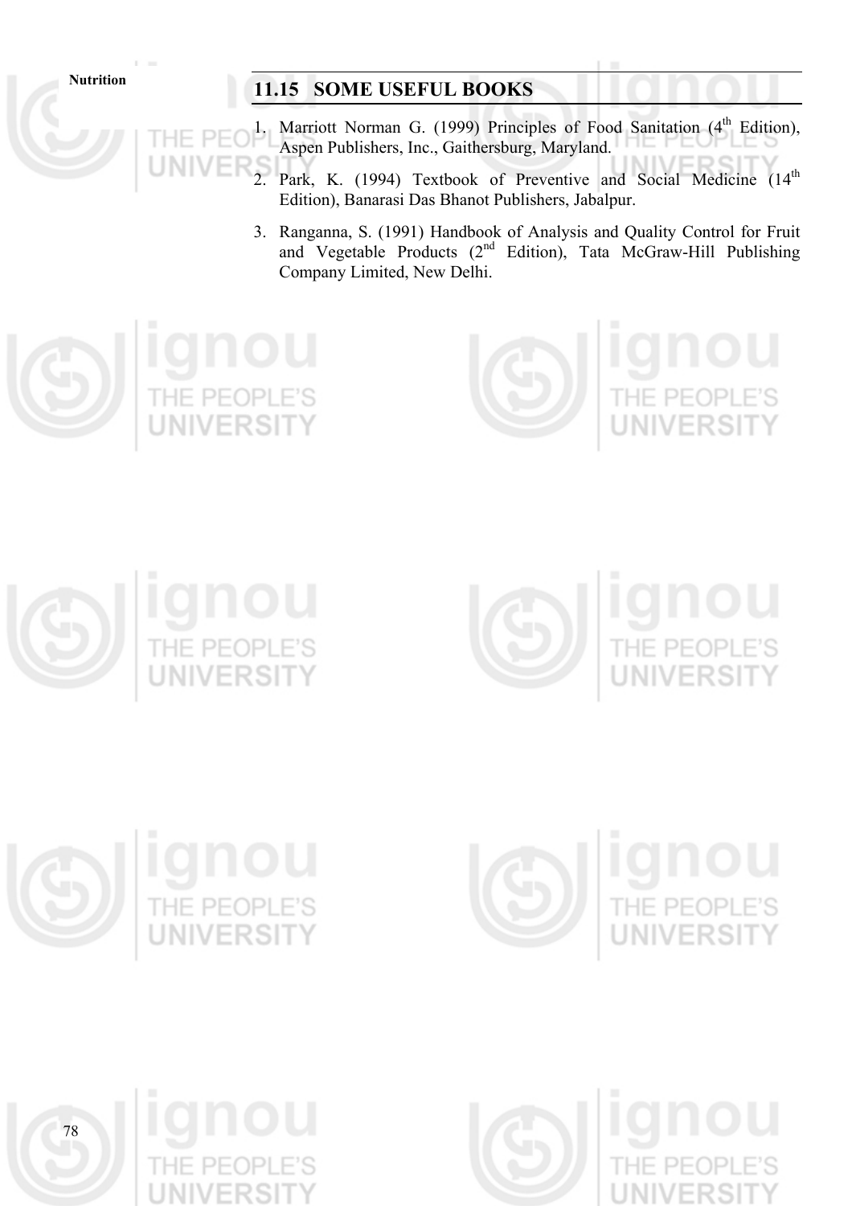## 11.15 SOME USEFUL BOOKS

1. Marriott Norman G. (1999) Principles of Food Sanitation (4$^{th}$ Edition), Aspen Publishers, Inc., Gaithersburg, Maryland.
2. Park, K. (1994) Textbook of Preventive and Social Medicine (14$^{th}$ Edition), Banarasi Das Bhanot Publishers, Jabalpur.
3. Ranganna, S. (1991) Handbook of Analysis and Quality Control for Fruit and Vegetable Products (2$^{nd}$ Edition), Tata McGraw-Hill Publishing Company Limited, New Delhi.